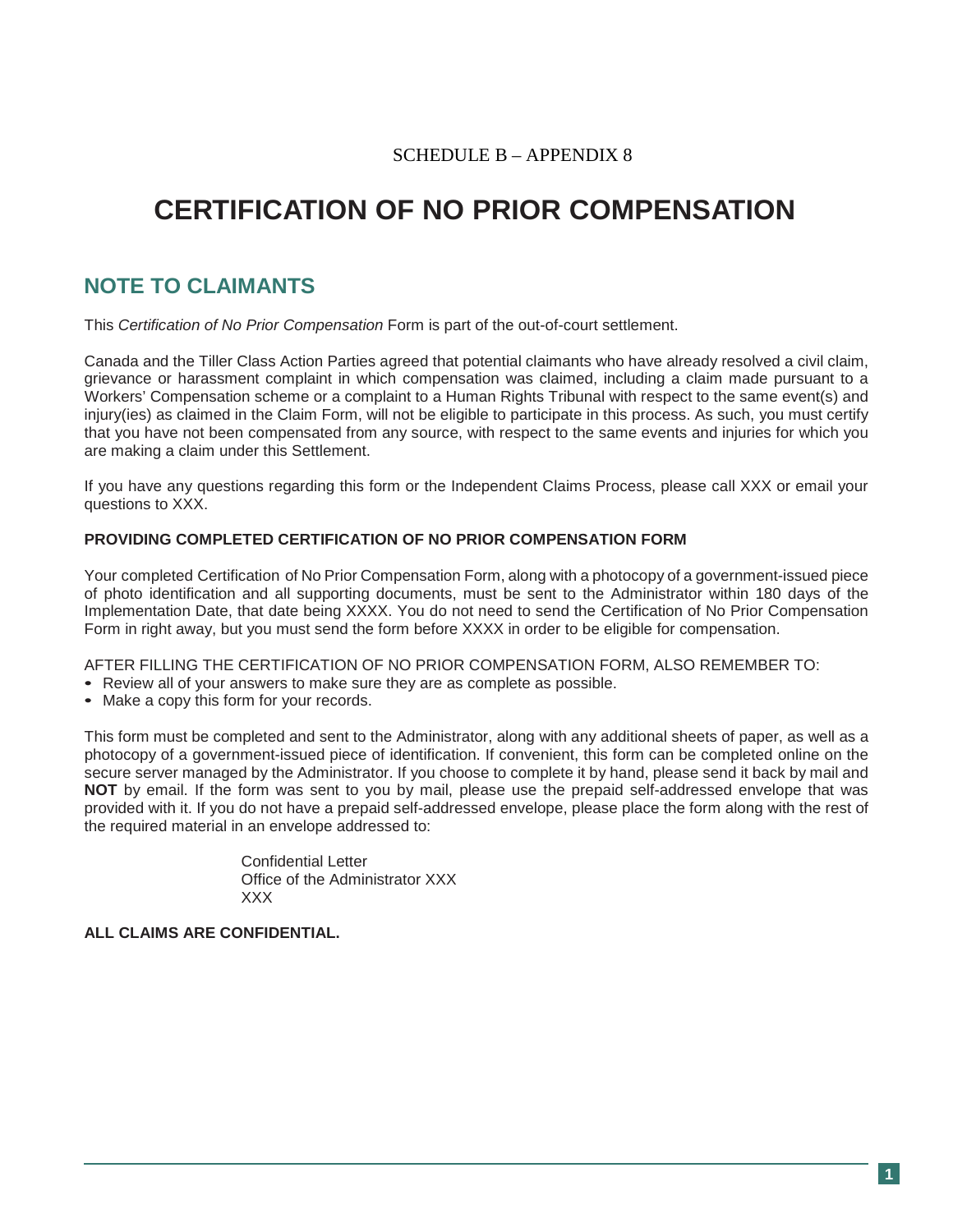SCHEDULE B – APPENDIX 8

# CERTIFICATION OF NO PRIOR COMPENSATION

## NOTE TO CLAIMANTS

This *Certification of No Prior Compensation* Form is part of the out-of-court settlement.

Canada and the Tiller Class Action Parties agreed that potential claimants who have already resolved a civil claim, grievance or harassment complaint in which compensation was claimed, including a claim made pursuant to a Workers' Compensation scheme or a complaint to a Human Rights Tribunal with respect to the same event(s) and injury(ies) as claimed in the Claim Form, will not be eligible to participate in this process. As such, you must certify that you have not been compensated from any source, with respect to the same events and injuries for which you are making a claim under this Settlement.

If you have any questions regarding this form or the Independent Claims Process, please call XXX or email your questions to XXX.

**PROVIDING COMPLETED CERTIFICATION OF NO PRIOR COMPENSATION FORM**

Your completed Certification of No Prior Compensation Form, along with a photocopy of a government-issued piece of photo identification and all supporting documents, must be sent to the Administrator within 180 days of the Implementation Date, that date being XXXX. You do not need to send the Certification of No Prior Compensation Form in right away, but you must send the form before XXXX in order to be eligible for compensation.

AFTER FILLING THE CERTIFICATION OF NO PRIOR COMPENSATION FORM, ALSO REMEMBER TO:

- Review all of your answers to make sure they are as complete as possible.
- Make a copy this form for your records.

This form must be completed and sent to the Administrator, along with any additional sheets of paper, as well as a photocopy of a government-issued piece of identification. If convenient, this form can be completed online on the secure server managed by the Administrator. If you choose to complete it by hand, please send it back by mail and **NOT** by email. If the form was sent to you by mail, please use the prepaid self-addressed envelope that was provided with it. If you do not have a prepaid self-addressed envelope, please place the form along with the rest of the required material in an envelope addressed to:

Confidential Letter
Office of the Administrator XXX
XXX

**ALL CLAIMS ARE CONFIDENTIAL.**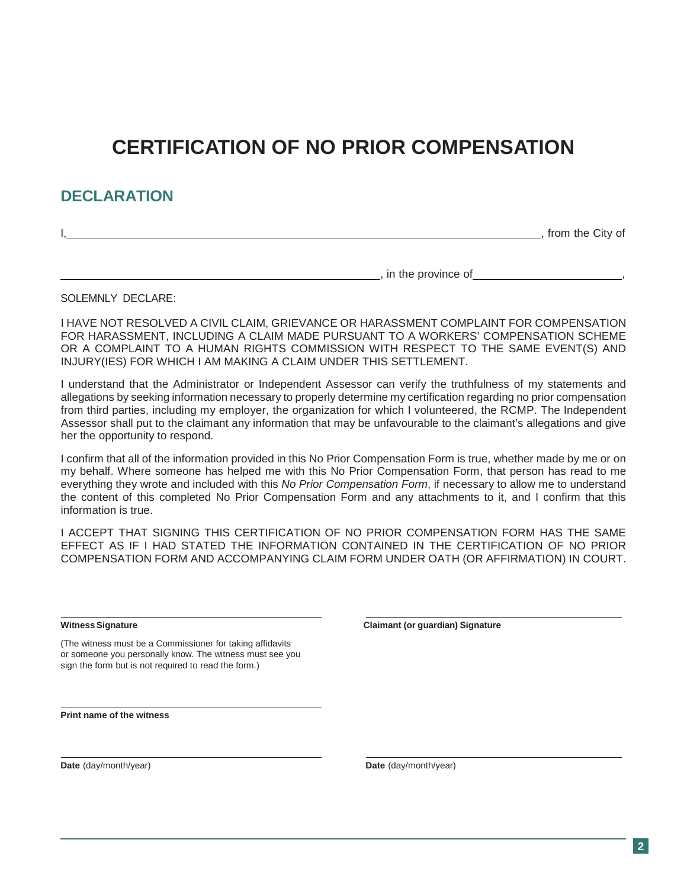# CERTIFICATION OF NO PRIOR COMPENSATION

## DECLARATION

I, \_\_\_\_\_\_\_\_\_\_\_\_\_\_\_\_\_\_\_\_\_\_\_\_\_\_\_\_\_\_\_\_\_\_\_\_\_\_\_\_\_\_\_\_\_\_\_\_, from the City of

\_\_\_\_\_\_\_\_\_\_\_\_\_\_\_\_\_\_\_\_\_\_\_\_\_\_\_\_\_\_\_\_\_\_\_\_\_\_, in the province of \_\_\_\_\_\_\_\_\_\_\_\_\_\_\_\_\_\_\_\_,

SOLEMNLY DECLARE:

I HAVE NOT RESOLVED A CIVIL CLAIM, GRIEVANCE OR HARASSMENT COMPLAINT FOR COMPENSATION FOR HARASSMENT, INCLUDING A CLAIM MADE PURSUANT TO A WORKERS' COMPENSATION SCHEME OR A COMPLAINT TO A HUMAN RIGHTS COMMISSION WITH RESPECT TO THE SAME EVENT(S) AND INJURY(IES) FOR WHICH I AM MAKING A CLAIM UNDER THIS SETTLEMENT.

I understand that the Administrator or Independent Assessor can verify the truthfulness of my statements and allegations by seeking information necessary to properly determine my certification regarding no prior compensation from third parties, including my employer, the organization for which I volunteered, the RCMP. The Independent Assessor shall put to the claimant any information that may be unfavourable to the claimant's allegations and give her the opportunity to respond.

I confirm that all of the information provided in this No Prior Compensation Form is true, whether made by me or on my behalf. Where someone has helped me with this No Prior Compensation Form, that person has read to me everything they wrote and included with this *No Prior Compensation Form*, if necessary to allow me to understand the content of this completed No Prior Compensation Form and any attachments to it, and I confirm that this information is true.

I ACCEPT THAT SIGNING THIS CERTIFICATION OF NO PRIOR COMPENSATION FORM HAS THE SAME EFFECT AS IF I HAD STATED THE INFORMATION CONTAINED IN THE CERTIFICATION OF NO PRIOR COMPENSATION FORM AND ACCOMPANYING CLAIM FORM UNDER OATH (OR AFFIRMATION) IN COURT.

\_\_\_\_\_\_\_\_\_\_\_\_\_\_\_\_\_\_\_\_\_\_\_\_\_\_\_\_\_\_\_\_\_\_\_\_\_\_

**Witness Signature**

(The witness must be a Commissioner for taking affidavits or someone you personally know. The witness must see you sign the form but is not required to read the form.)

\_\_\_\_\_\_\_\_\_\_\_\_\_\_\_\_\_\_\_\_\_\_\_\_\_\_\_\_\_\_\_\_\_\_\_\_\_\_

**Print name of the witness**

\_\_\_\_\_\_\_\_\_\_\_\_\_\_\_\_\_\_\_\_\_\_\_\_\_\_\_\_\_\_\_\_\_\_\_\_\_\_

**Date** (day/month/year)

\_\_\_\_\_\_\_\_\_\_\_\_\_\_\_\_\_\_\_\_\_\_\_\_\_\_\_\_\_\_\_\_\_\_\_\_\_\_

**Claimant (or guardian) Signature**

\_\_\_\_\_\_\_\_\_\_\_\_\_\_\_\_\_\_\_\_\_\_\_\_\_\_\_\_\_\_\_\_\_\_\_\_\_\_

**Date** (day/month/year)